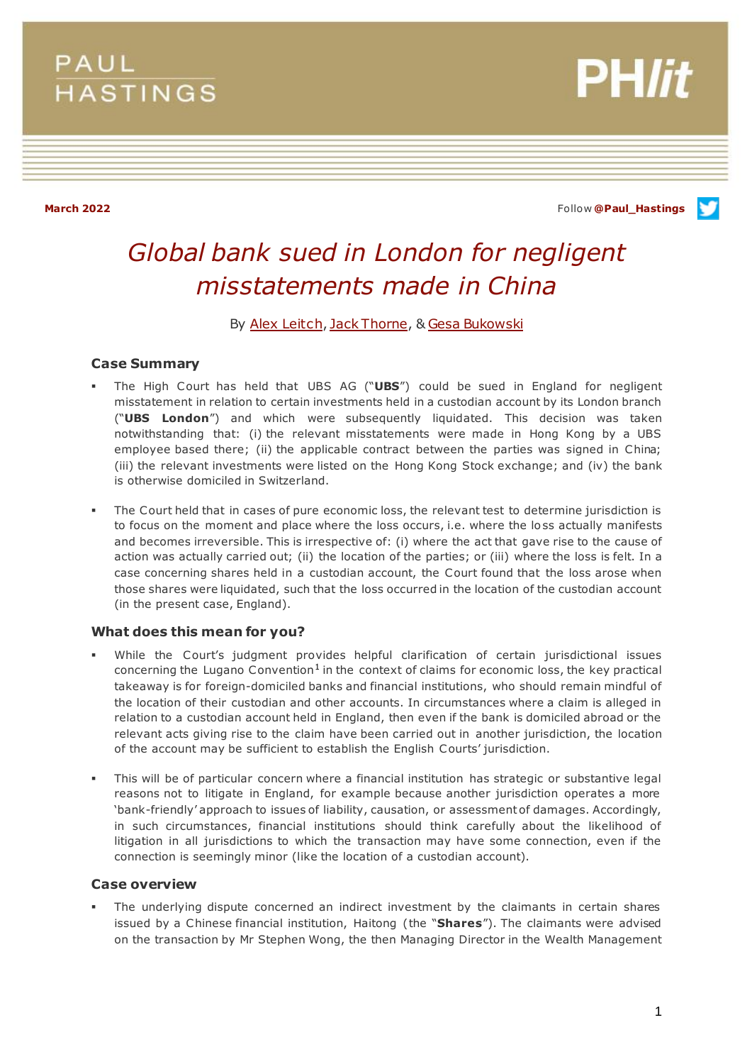PAUL HASTINGS

PHlit

**March 2022**

Follow **@Paul_Hastings**

# *Global bank sued in London for negligent misstatements made in China*

By Alex Leitch, Jack Thorne, & Gesa Bukowski

### Case Summary

- The High Court has held that UBS AG ("**UBS**") could be sued in England for negligent misstatement in relation to certain investments held in a custodian account by its London branch ("**UBS London**") and which were subsequently liquidated. This decision was taken notwithstanding that: (i) the relevant misstatements were made in Hong Kong by a UBS employee based there; (ii) the applicable contract between the parties was signed in China; (iii) the relevant investments were listed on the Hong Kong Stock exchange; and (iv) the bank is otherwise domiciled in Switzerland.
- The Court held that in cases of pure economic loss, the relevant test to determine jurisdiction is to focus on the moment and place where the loss occurs, i.e. where the loss actually manifests and becomes irreversible. This is irrespective of: (i) where the act that gave rise to the cause of action was actually carried out; (ii) the location of the parties; or (iii) where the loss is felt. In a case concerning shares held in a custodian account, the Court found that the loss arose when those shares were liquidated, such that the loss occurred in the location of the custodian account (in the present case, England).

### What does this mean for you?

- While the Court's judgment provides helpful clarification of certain jurisdictional issues concerning the Lugano Convention[1] in the context of claims for economic loss, the key practical takeaway is for foreign-domiciled banks and financial institutions, who should remain mindful of the location of their custodian and other accounts. In circumstances where a claim is alleged in relation to a custodian account held in England, then even if the bank is domiciled abroad or the relevant acts giving rise to the claim have been carried out in another jurisdiction, the location of the account may be sufficient to establish the English Courts' jurisdiction.
- This will be of particular concern where a financial institution has strategic or substantive legal reasons not to litigate in England, for example because another jurisdiction operates a more 'bank-friendly' approach to issues of liability, causation, or assessment of damages. Accordingly, in such circumstances, financial institutions should think carefully about the likelihood of litigation in all jurisdictions to which the transaction may have some connection, even if the connection is seemingly minor (like the location of a custodian account).

### Case overview

- The underlying dispute concerned an indirect investment by the claimants in certain shares issued by a Chinese financial institution, Haitong (the "**Shares**"). The claimants were advised on the transaction by Mr Stephen Wong, the then Managing Director in the Wealth Management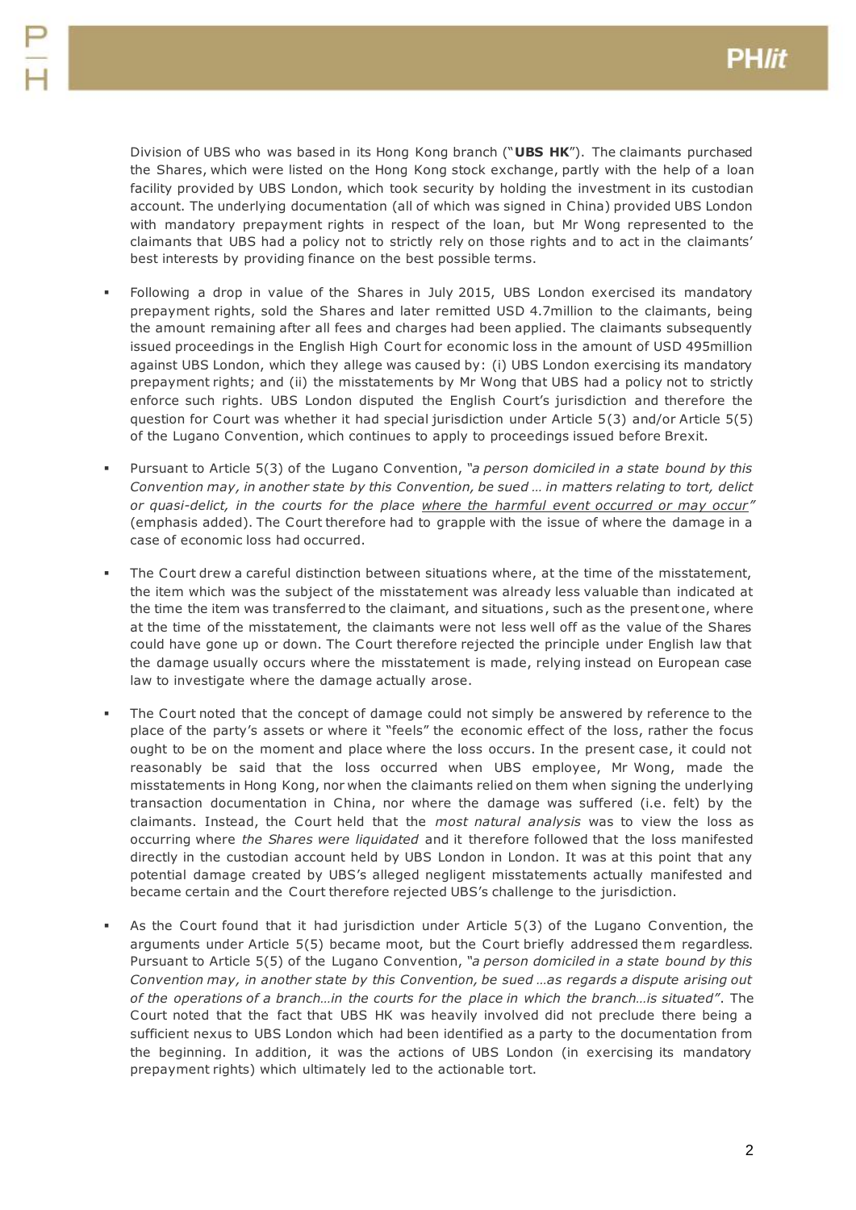Division of UBS who was based in its Hong Kong branch ("**UBS HK**"). The claimants purchased the Shares, which were listed on the Hong Kong stock exchange, partly with the help of a loan facility provided by UBS London, which took security by holding the investment in its custodian account. The underlying documentation (all of which was signed in China) provided UBS London with mandatory prepayment rights in respect of the loan, but Mr Wong represented to the claimants that UBS had a policy not to strictly rely on those rights and to act in the claimants' best interests by providing finance on the best possible terms.

- Following a drop in value of the Shares in July 2015, UBS London exercised its mandatory prepayment rights, sold the Shares and later remitted USD 4.7million to the claimants, being the amount remaining after all fees and charges had been applied. The claimants subsequently issued proceedings in the English High Court for economic loss in the amount of USD 495million against UBS London, which they allege was caused by: (i) UBS London exercising its mandatory prepayment rights; and (ii) the misstatements by Mr Wong that UBS had a policy not to strictly enforce such rights. UBS London disputed the English Court's jurisdiction and therefore the question for Court was whether it had special jurisdiction under Article 5(3) and/or Article 5(5) of the Lugano Convention, which continues to apply to proceedings issued before Brexit.
- Pursuant to Article 5(3) of the Lugano Convention, *"a person domiciled in a state bound by this Convention may, in another state by this Convention, be sued … in matters relating to tort, delict or quasi-delict, in the courts for the place <u>where the harmful event occurred or may occur</u>"* (emphasis added). The Court therefore had to grapple with the issue of where the damage in a case of economic loss had occurred.
- The Court drew a careful distinction between situations where, at the time of the misstatement, the item which was the subject of the misstatement was already less valuable than indicated at the time the item was transferred to the claimant, and situations, such as the present one, where at the time of the misstatement, the claimants were not less well off as the value of the Shares could have gone up or down. The Court therefore rejected the principle under English law that the damage usually occurs where the misstatement is made, relying instead on European case law to investigate where the damage actually arose.
- The Court noted that the concept of damage could not simply be answered by reference to the place of the party's assets or where it "feels" the economic effect of the loss, rather the focus ought to be on the moment and place where the loss occurs. In the present case, it could not reasonably be said that the loss occurred when UBS employee, Mr Wong, made the misstatements in Hong Kong, nor when the claimants relied on them when signing the underlying transaction documentation in China, nor where the damage was suffered (i.e. felt) by the claimants. Instead, the Court held that the *most natural analysis* was to view the loss as occurring where *the Shares were liquidated* and it therefore followed that the loss manifested directly in the custodian account held by UBS London in London. It was at this point that any potential damage created by UBS's alleged negligent misstatements actually manifested and became certain and the Court therefore rejected UBS's challenge to the jurisdiction.
- As the Court found that it had jurisdiction under Article 5(3) of the Lugano Convention, the arguments under Article 5(5) became moot, but the Court briefly addressed them regardless. Pursuant to Article 5(5) of the Lugano Convention, *"a person domiciled in a state bound by this Convention may, in another state by this Convention, be sued …as regards a dispute arising out of the operations of a branch…in the courts for the place in which the branch…is situated"*. The Court noted that the fact that UBS HK was heavily involved did not preclude there being a sufficient nexus to UBS London which had been identified as a party to the documentation from the beginning. In addition, it was the actions of UBS London (in exercising its mandatory prepayment rights) which ultimately led to the actionable tort.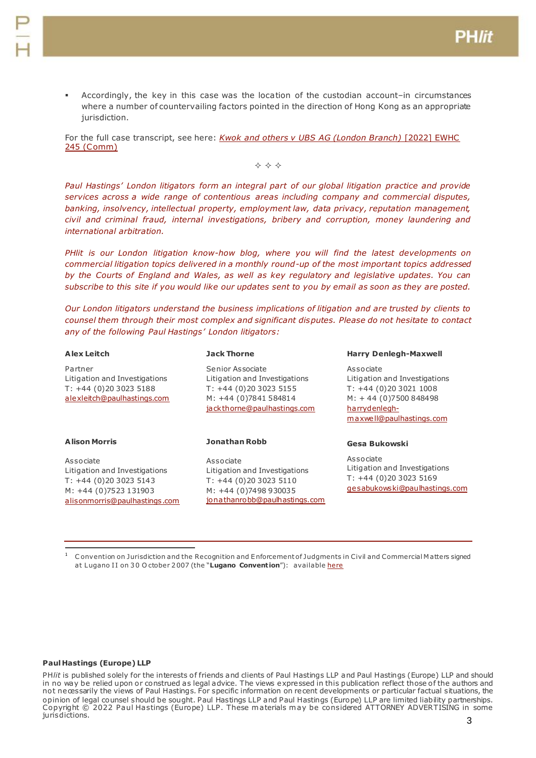- Accordingly, the key in this case was the location of the custodian account–in circumstances where a number of countervailing factors pointed in the direction of Hong Kong as an appropriate jurisdiction.

For the full case transcript, see here: [*Kwok and others v UBS AG (London Branch)* [2022] EWHC 245 (Comm)]()

✧ ✧ ✧

*Paul Hastings' London litigators form an integral part of our global litigation practice and provide services across a wide range of contentious areas including company and commercial disputes, banking, insolvency, intellectual property, employment law, data privacy, reputation management, civil and criminal fraud, internal investigations, bribery and corruption, money laundering and international arbitration.*

*PHlit is our London litigation know-how blog, where you will find the latest developments on commercial litigation topics delivered in a monthly round-up of the most important topics addressed by the Courts of England and Wales, as well as key regulatory and legislative updates. You can subscribe to this site if you would like our updates sent to you by email as soon as they are posted.*

*Our London litigators understand the business implications of litigation and are trusted by clients to counsel them through their most complex and significant disputes. Please do not hesitate to contact any of the following Paul Hastings' London litigators:*

**Alex Leitch**

Partner
Litigation and Investigations
T: +44 (0)20 3023 5188
alexleitch@paulhastings.com

**Jack Thorne**

Senior Associate
Litigation and Investigations
T: +44 (0)20 3023 5155
M: +44 (0)7841 584814
jackthorne@paulhastings.com

**Harry Denlegh-Maxwell**

Associate
Litigation and Investigations
T: +44 (0)20 3021 1008
M: + 44 (0)7500 848498
harrydenlegh-maxwell@paulhastings.com

**Alison Morris**

Associate
Litigation and Investigations
T: +44 (0)20 3023 5143
M: +44 (0)7523 131903
alisonmorris@paulhastings.com

**Jonathan Robb**

Associate
Litigation and Investigations
T: +44 (0)20 3023 5110
M: +44 (0)7498 930035
jonathanrobb@paulhastings.com

**Gesa Bukowski**

Associate
Litigation and Investigations
T: +44 (0)20 3023 5169
gesabukowski@paulhastings.com

---

[1] Convention on Jurisdiction and the Recognition and Enforcement of Judgments in Civil and Commercial Matters signed at Lugano II on 30 October 2007 (the "**Lugano Convention**"): available here

**Paul Hastings (Europe) LLP**

PH*lit* is published solely for the interests of friends and clients of Paul Hastings LLP and Paul Hastings (Europe) LLP and should in no way be relied upon or construed as legal advice. The views expressed in this publication reflect those of the authors and not necessarily the views of Paul Hastings. For specific information on recent developments or particular factual situations, the opinion of legal counsel should be sought. Paul Hastings LLP and Paul Hastings (Europe) LLP are limited liability partnerships. Copyright © 2022 Paul Hastings (Europe) LLP. These materials may be considered ATTORNEY ADVERTISING in some jurisdictions.